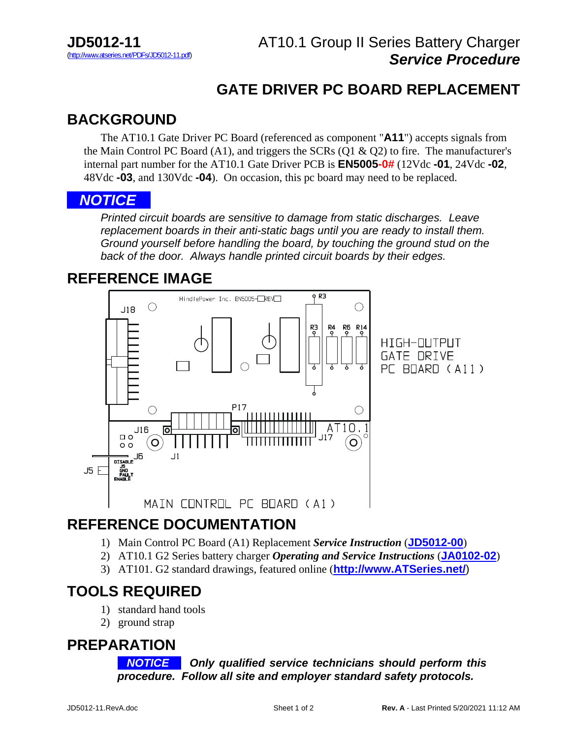**JD5012-11**
(http://www.atseries.net/PDFs/JD5012-11.pdf)

AT10.1 Group II Series Battery Charger
***Service Procedure***

# GATE DRIVER PC BOARD REPLACEMENT

## BACKGROUND

The AT10.1 Gate Driver PC Board (referenced as component "**A11**") accepts signals from the Main Control PC Board (A1), and triggers the SCRs (Q1 & Q2) to fire. The manufacturer's internal part number for the AT10.1 Gate Driver PCB is **EN5005-0#** (12Vdc **-01**, 24Vdc **-02**, 48Vdc **-03**, and 130Vdc **-04**). On occasion, this pc board may need to be replaced.

***NOTICE***

*Printed circuit boards are sensitive to damage from static discharges. Leave replacement boards in their anti-static bags until you are ready to install them. Ground yourself before handling the board, by touching the ground stud on the back of the door. Always handle printed circuit boards by their edges.*

## REFERENCE IMAGE

HindlePower Inc. EN5005-□ REV□

J18, R3, R3, R4, R6, R14, P17, J16, J1, J17, J6, J5, DISABLE J5 GND FAULT ENABLE, AT10.1

HIGH-OUTPUT GATE DRIVE PC BOARD (A11)

MAIN CONTROL PC BOARD (A1)

## REFERENCE DOCUMENTATION

1) Main Control PC Board (A1) Replacement ***Service Instruction*** (**JD5012-00**)
2) AT10.1 G2 Series battery charger ***Operating and Service Instructions*** (**JA0102-02**)
3) AT101. G2 standard drawings, featured online (**http://www.ATSeries.net/**)

## TOOLS REQUIRED

1) standard hand tools
2) ground strap

## PREPARATION

***NOTICE*** ***Only qualified service technicians should perform this procedure. Follow all site and employer standard safety protocols.***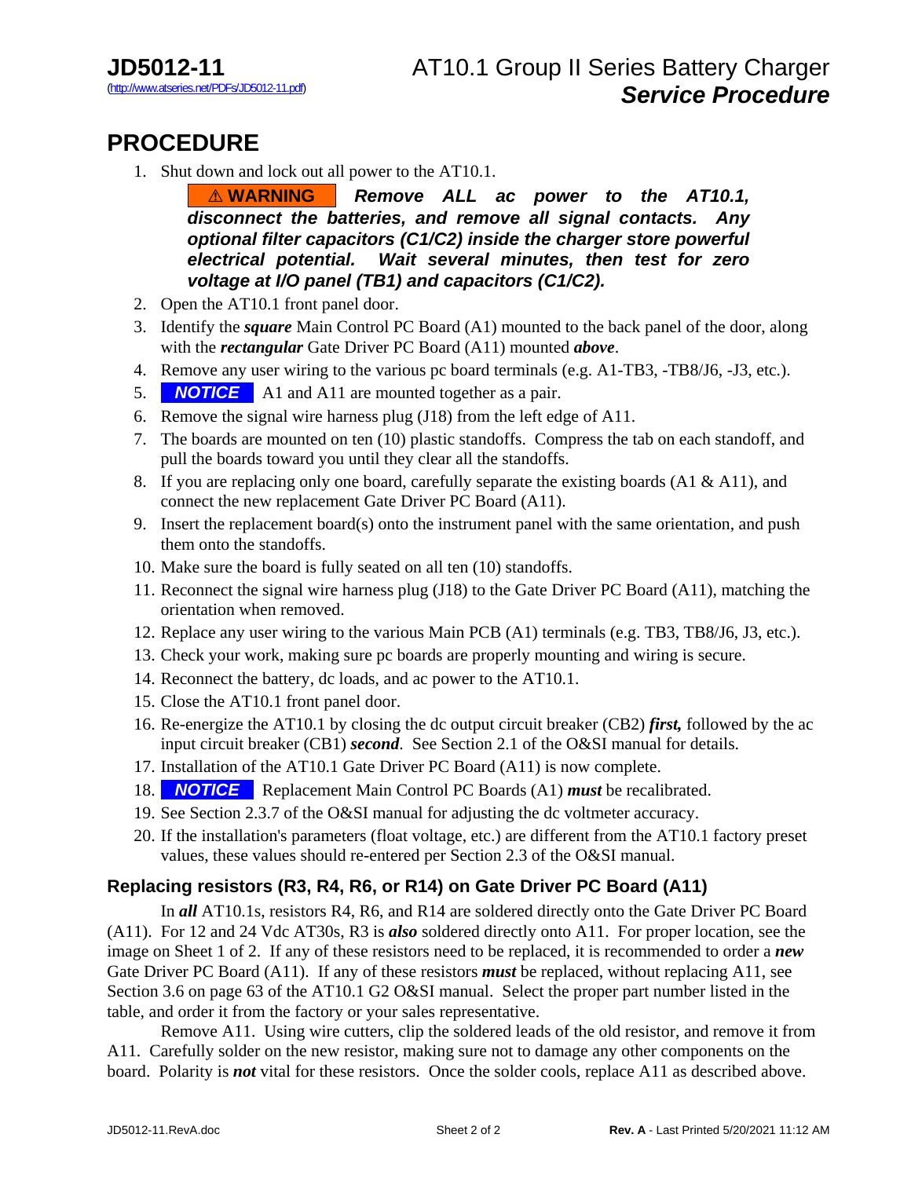## PROCEDURE

1. Shut down and lock out all power to the AT10.1.

   **⚠ WARNING** ***Remove ALL ac power to the AT10.1, disconnect the batteries, and remove all signal contacts. Any optional filter capacitors (C1/C2) inside the charger store powerful electrical potential. Wait several minutes, then test for zero voltage at I/O panel (TB1) and capacitors (C1/C2).***

2. Open the AT10.1 front panel door.
3. Identify the ***square*** Main Control PC Board (A1) mounted to the back panel of the door, along with the ***rectangular*** Gate Driver PC Board (A11) mounted ***above***.
4. Remove any user wiring to the various pc board terminals (e.g. A1-TB3, -TB8/J6, -J3, etc.).
5. ***NOTICE*** A1 and A11 are mounted together as a pair.
6. Remove the signal wire harness plug (J18) from the left edge of A11.
7. The boards are mounted on ten (10) plastic standoffs. Compress the tab on each standoff, and pull the boards toward you until they clear all the standoffs.
8. If you are replacing only one board, carefully separate the existing boards (A1 & A11), and connect the new replacement Gate Driver PC Board (A11).
9. Insert the replacement board(s) onto the instrument panel with the same orientation, and push them onto the standoffs.
10. Make sure the board is fully seated on all ten (10) standoffs.
11. Reconnect the signal wire harness plug (J18) to the Gate Driver PC Board (A11), matching the orientation when removed.
12. Replace any user wiring to the various Main PCB (A1) terminals (e.g. TB3, TB8/J6, J3, etc.).
13. Check your work, making sure pc boards are properly mounting and wiring is secure.
14. Reconnect the battery, dc loads, and ac power to the AT10.1.
15. Close the AT10.1 front panel door.
16. Re-energize the AT10.1 by closing the dc output circuit breaker (CB2) ***first,*** followed by the ac input circuit breaker (CB1) ***second***. See Section 2.1 of the O&SI manual for details.
17. Installation of the AT10.1 Gate Driver PC Board (A11) is now complete.
18. ***NOTICE*** Replacement Main Control PC Boards (A1) ***must*** be recalibrated.
19. See Section 2.3.7 of the O&SI manual for adjusting the dc voltmeter accuracy.
20. If the installation's parameters (float voltage, etc.) are different from the AT10.1 factory preset values, these values should re-entered per Section 2.3 of the O&SI manual.

### Replacing resistors (R3, R4, R6, or R14) on Gate Driver PC Board (A11)

In ***all*** AT10.1s, resistors R4, R6, and R14 are soldered directly onto the Gate Driver PC Board (A11). For 12 and 24 Vdc AT30s, R3 is ***also*** soldered directly onto A11. For proper location, see the image on Sheet 1 of 2. If any of these resistors need to be replaced, it is recommended to order a ***new*** Gate Driver PC Board (A11). If any of these resistors ***must*** be replaced, without replacing A11, see Section 3.6 on page 63 of the AT10.1 G2 O&SI manual. Select the proper part number listed in the table, and order it from the factory or your sales representative.

Remove A11. Using wire cutters, clip the soldered leads of the old resistor, and remove it from A11. Carefully solder on the new resistor, making sure not to damage any other components on the board. Polarity is ***not*** vital for these resistors. Once the solder cools, replace A11 as described above.